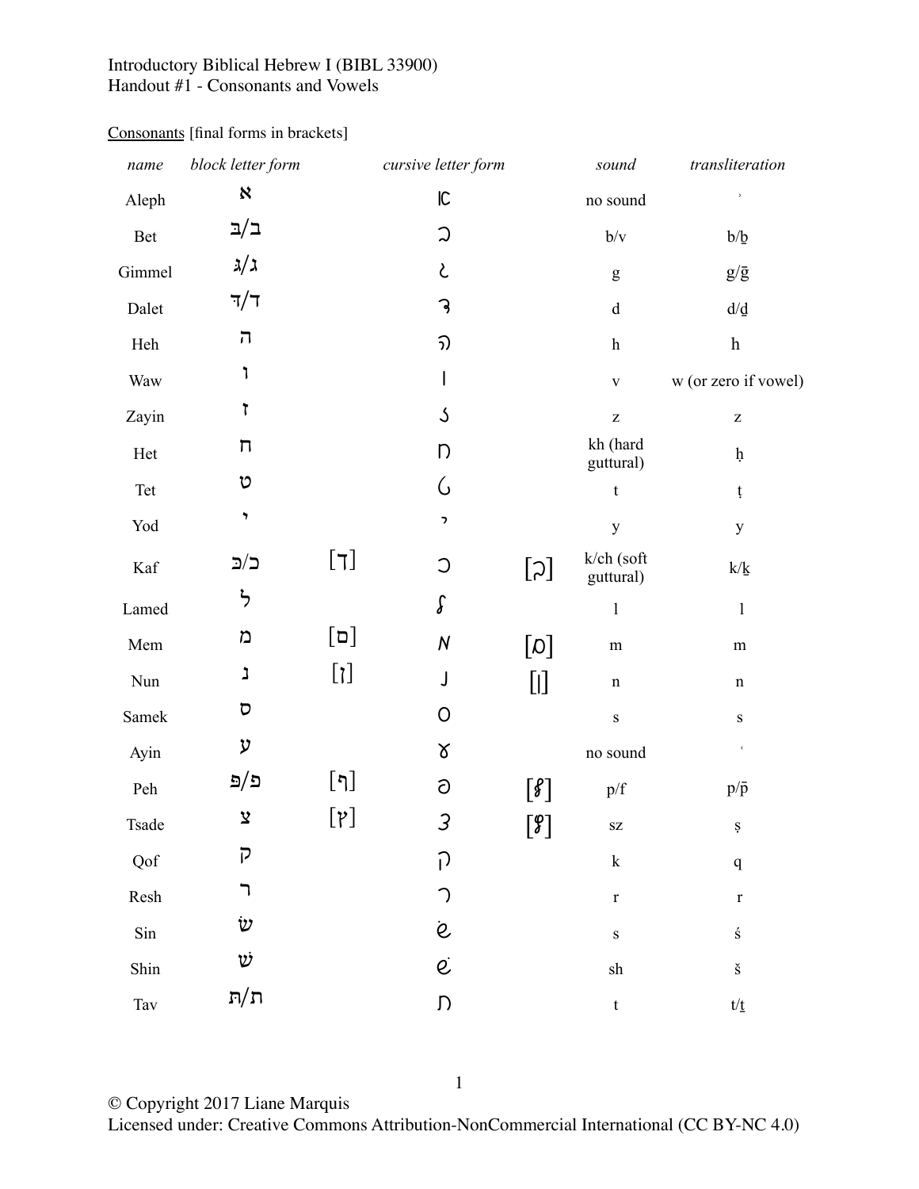Introductory Biblical Hebrew I (BIBL 33900)
Handout #1 - Consonants and Vowels

Consonants [final forms in brackets]

| *name* | *block letter form* | | *cursive letter form* | | *sound* | *transliteration* |
|---|---|---|---|---|---|---|
| Aleph | א | | | | no sound | ʾ |
| Bet | ב/בּ | | | | b/v | b/ḇ |
| Gimmel | ג/גּ | | | | g | g/ḡ |
| Dalet | ד/דּ | | | | d | d/ḏ |
| Heh | ה | | | | h | h |
| Waw | ו | | | | v | w (or zero if vowel) |
| Zayin | ז | | | | z | z |
| Het | ח | | | | kh (hard guttural) | ḥ |
| Tet | ט | | | | t | ṭ |
| Yod | י | | | | y | y |
| Kaf | כ/כּ | [ך] | | | k/ch (soft guttural) | k/ḵ |
| Lamed | ל | | | | l | l |
| Mem | מ | [ם] | | | m | m |
| Nun | נ | [ן] | | | n | n |
| Samek | ס | | | | s | s |
| Ayin | ע | | | | no sound | ʿ |
| Peh | פ/פּ | [ף] | | | p/f | p/p̄ |
| Tsade | צ | [ץ] | | | sz | ṣ |
| Qof | ק | | | | k | q |
| Resh | ר | | | | r | r |
| Sin | שׂ | | | | s | ś |
| Shin | שׁ | | | | sh | š |
| Tav | ת/תּ | | | | t | t/ṯ |

© Copyright 2017 Liane Marquis
Licensed under: Creative Commons Attribution-NonCommercial International (CC BY-NC 4.0)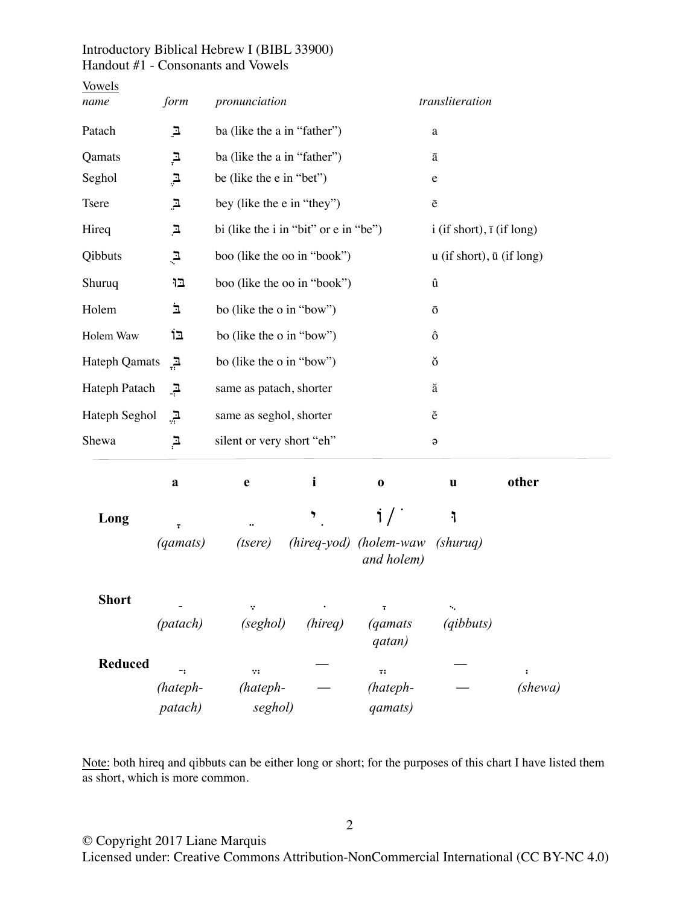Introductory Biblical Hebrew I (BIBL 33900)
Handout #1 - Consonants and Vowels

Vowels

| *name* | *form* | *pronunciation* | *transliteration* |
|---|---|---|---|
| Patach | בַ | ba (like the a in "father") | a |
| Qamats | בָ | ba (like the a in "father") | ā |
| Seghol | בֶ | be (like the e in "bet") | e |
| Tsere | בֵ | bey (like the e in "they") | ē |
| Hireq | בִ | bi (like the i in "bit" or e in "be") | i (if short), ī (if long) |
| Qibbuts | בֻ | boo (like the oo in "book") | u (if short), ū (if long) |
| Shuruq | בוּ | boo (like the oo in "book") | û |
| Holem | בֹ | bo (like the o in "bow") | ō |
| Holem Waw | בוֹ | bo (like the o in "bow") | ô |
| Hateph Qamats | בֳ | bo (like the o in "bow") | ŏ |
| Hateph Patach | בֲ | same as patach, shorter | ă |
| Hateph Seghol | בֱ | same as seghol, shorter | ĕ |
| Shewa | בְ | silent or very short "eh" | ə |

| | **a** | **e** | **i** | **o** | **u** | **other** |
|---|---|---|---|---|---|---|
| **Long** | ָ *(qamats)* | ֵ *(tsere)* | ִי *(hireq-yod)* | וֹ / ֹ *(holem-waw and holem)* | וּ *(shuruq)* | |
| **Short** | ַ *(patach)* | ֶ *(seghol)* | ִ *(hireq)* | ָ *(qamats qatan)* | ֻ *(qibbuts)* | |
| **Reduced** | ֲ *(hateph-patach)* | ֱ *(hateph-seghol)* | — | ֳ *(hateph-qamats)* | — | ְ *(shewa)* |

Note: both hireq and qibbuts can be either long or short; for the purposes of this chart I have listed them as short, which is more common.

© Copyright 2017 Liane Marquis
Licensed under: Creative Commons Attribution-NonCommercial International (CC BY-NC 4.0)